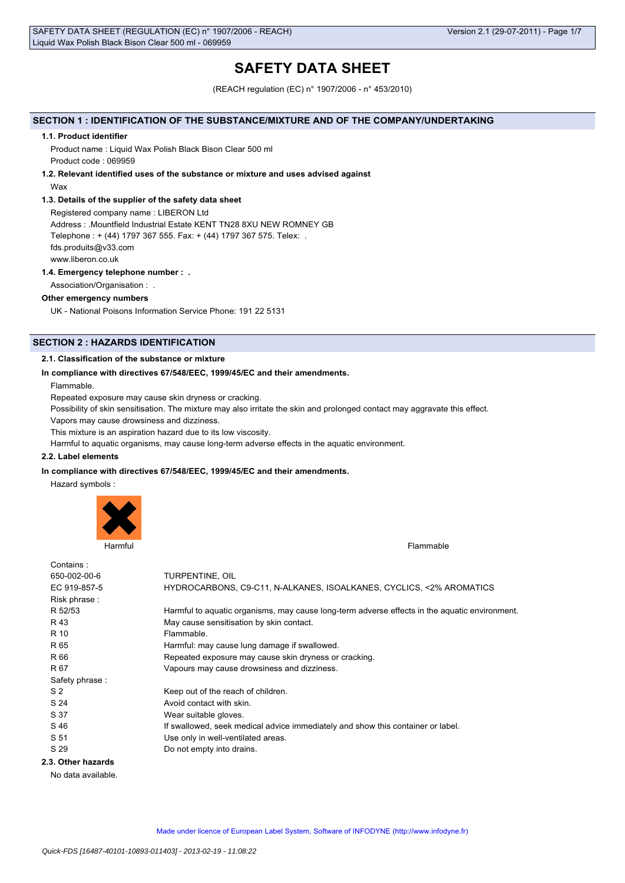# SAFETY DATA SHEET

(REACH regulation (EC) n° 1907/2006 - n° 453/2010)

## SECTION 1 : IDENTIFICATION OF THE SUBSTANCE/MIXTURE AND OF THE COMPANY/UNDERTAKING

### 1.1. Product identifier

Product name : Liquid Wax Polish Black Bison Clear 500 ml

Product code : 069959

### 1.2. Relevant identified uses of the substance or mixture and uses advised against

Wax

### 1.3. Details of the supplier of the safety data sheet

Registered company name : LIBERON Ltd

Address : .Mountfield Industrial Estate KENT TN28 8XU NEW ROMNEY GB

Telephone : + (44) 1797 367 555. Fax: + (44) 1797 367 575. Telex: .

fds.produits@v33.com

www.liberon.co.uk

### 1.4. Emergency telephone number : .

Association/Organisation : .

**Other emergency numbers**

UK - National Poisons Information Service Phone: 191 22 5131

## SECTION 2 : HAZARDS IDENTIFICATION

### 2.1. Classification of the substance or mixture

**In compliance with directives 67/548/EEC, 1999/45/EC and their amendments.**

Flammable.

Repeated exposure may cause skin dryness or cracking.

Possibility of skin sensitisation. The mixture may also irritate the skin and prolonged contact may aggravate this effect.

Vapors may cause drowsiness and dizziness.

This mixture is an aspiration hazard due to its low viscosity.

Harmful to aquatic organisms, may cause long-term adverse effects in the aquatic environment.

### 2.2. Label elements

**In compliance with directives 67/548/EEC, 1999/45/EC and their amendments.**

Hazard symbols :

Harmful — Flammable

Contains :

| | |
|---|---|
| 650-002-00-6 | TURPENTINE, OIL |
| EC 919-857-5 | HYDROCARBONS, C9-C11, N-ALKANES, ISOALKANES, CYCLICS, <2% AROMATICS |

Risk phrase :

| | |
|---|---|
| R 52/53 | Harmful to aquatic organisms, may cause long-term adverse effects in the aquatic environment. |
| R 43 | May cause sensitisation by skin contact. |
| R 10 | Flammable. |
| R 65 | Harmful: may cause lung damage if swallowed. |
| R 66 | Repeated exposure may cause skin dryness or cracking. |
| R 67 | Vapours may cause drowsiness and dizziness. |

Safety phrase :

| | |
|---|---|
| S 2 | Keep out of the reach of children. |
| S 24 | Avoid contact with skin. |
| S 37 | Wear suitable gloves. |
| S 46 | If swallowed, seek medical advice immediately and show this container or label. |
| S 51 | Use only in well-ventilated areas. |
| S 29 | Do not empty into drains. |

### 2.3. Other hazards

No data available.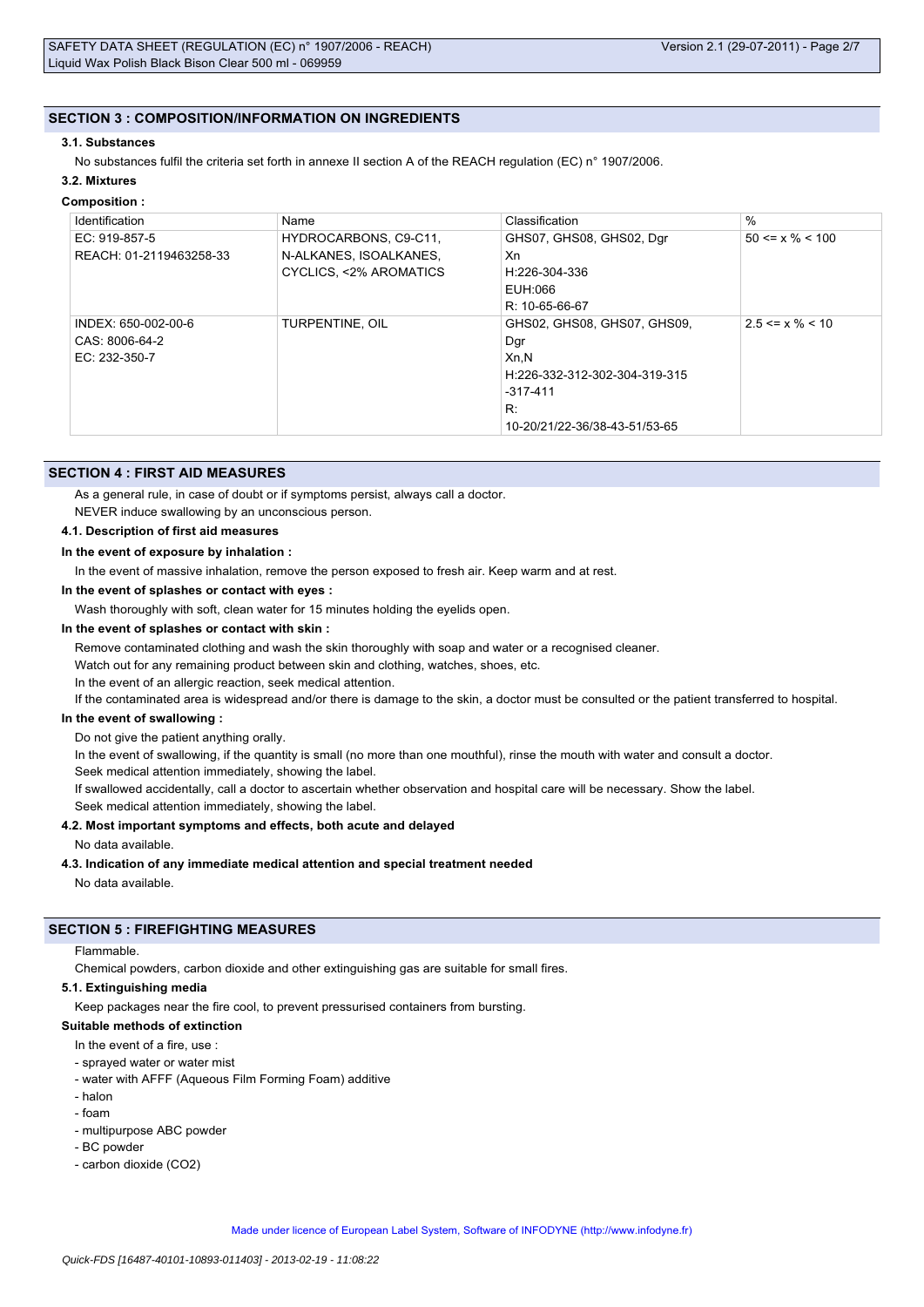## SECTION 3 : COMPOSITION/INFORMATION ON INGREDIENTS

### 3.1. Substances

No substances fulfil the criteria set forth in annexe II section A of the REACH regulation (EC) n° 1907/2006.

### 3.2. Mixtures

**Composition :**

| Identification | Name | Classification | % |
|---|---|---|---|
| EC: 919-857-5<br>REACH: 01-2119463258-33 | HYDROCARBONS, C9-C11, N-ALKANES, ISOALKANES, CYCLICS, <2% AROMATICS | GHS07, GHS08, GHS02, Dgr<br>Xn<br>H:226-304-336<br>EUH:066<br>R: 10-65-66-67 | 50 <= x % < 100 |
| INDEX: 650-002-00-6<br>CAS: 8006-64-2<br>EC: 232-350-7 | TURPENTINE, OIL | GHS02, GHS08, GHS07, GHS09, Dgr<br>Xn,N<br>H:226-332-312-302-304-319-315-317-411<br>R:<br>10-20/21/22-36/38-43-51/53-65 | 2.5 <= x % < 10 |

## SECTION 4 : FIRST AID MEASURES

As a general rule, in case of doubt or if symptoms persist, always call a doctor.
NEVER induce swallowing by an unconscious person.

### 4.1. Description of first aid measures

**In the event of exposure by inhalation :**

In the event of massive inhalation, remove the person exposed to fresh air. Keep warm and at rest.

**In the event of splashes or contact with eyes :**

Wash thoroughly with soft, clean water for 15 minutes holding the eyelids open.

**In the event of splashes or contact with skin :**

Remove contaminated clothing and wash the skin thoroughly with soap and water or a recognised cleaner.
Watch out for any remaining product between skin and clothing, watches, shoes, etc.
In the event of an allergic reaction, seek medical attention.
If the contaminated area is widespread and/or there is damage to the skin, a doctor must be consulted or the patient transferred to hospital.

**In the event of swallowing :**

Do not give the patient anything orally.
In the event of swallowing, if the quantity is small (no more than one mouthful), rinse the mouth with water and consult a doctor.
Seek medical attention immediately, showing the label.
If swallowed accidentally, call a doctor to ascertain whether observation and hospital care will be necessary. Show the label.
Seek medical attention immediately, showing the label.

### 4.2. Most important symptoms and effects, both acute and delayed

No data available.

### 4.3. Indication of any immediate medical attention and special treatment needed

No data available.

## SECTION 5 : FIREFIGHTING MEASURES

Flammable.
Chemical powders, carbon dioxide and other extinguishing gas are suitable for small fires.

### 5.1. Extinguishing media

Keep packages near the fire cool, to prevent pressurised containers from bursting.

**Suitable methods of extinction**

In the event of a fire, use :

- sprayed water or water mist
- water with AFFF (Aqueous Film Forming Foam) additive
- halon
- foam
- multipurpose ABC powder
- BC powder
- carbon dioxide ($CO_2$)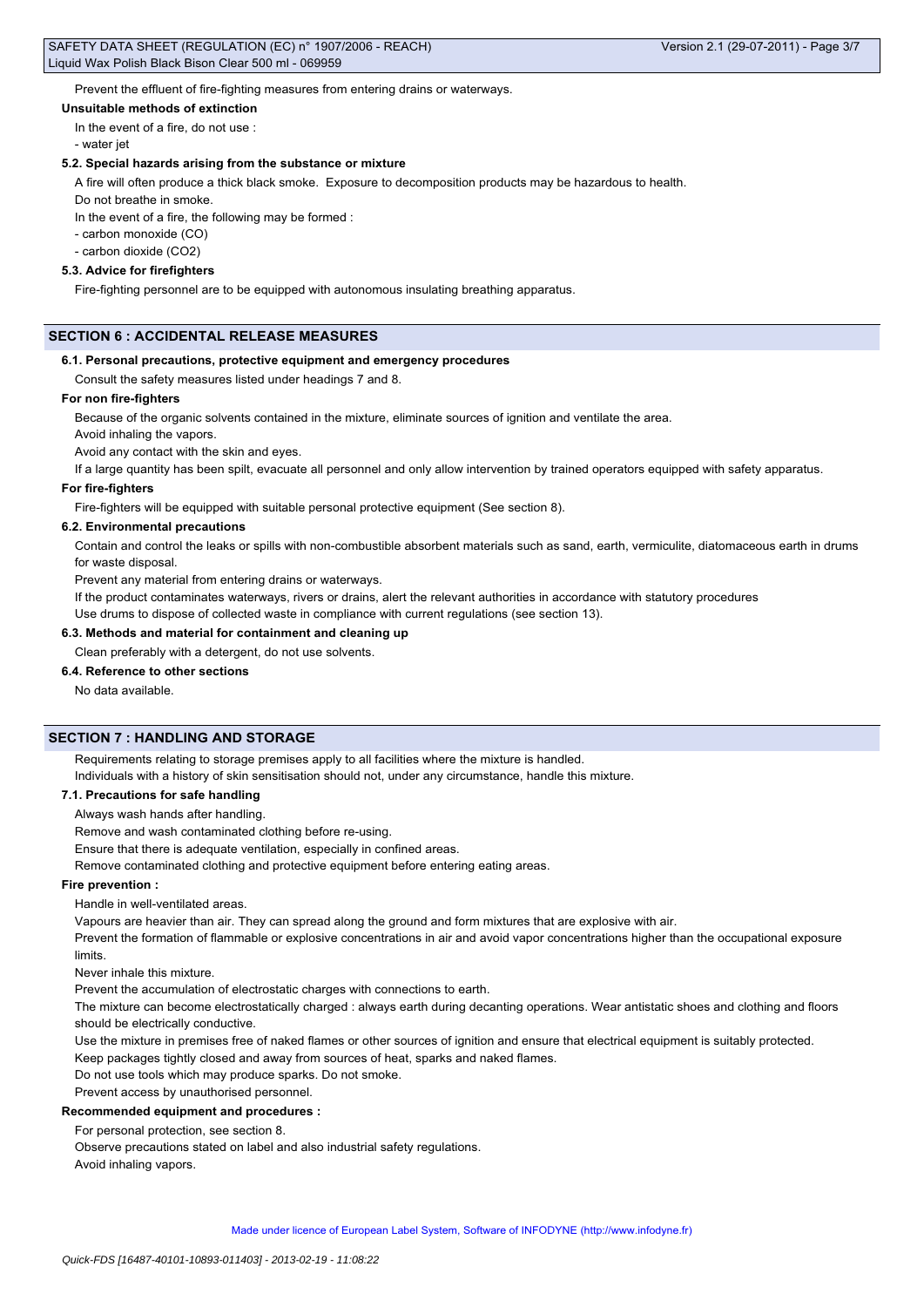Prevent the effluent of fire-fighting measures from entering drains or waterways.

**Unsuitable methods of extinction**

In the event of a fire, do not use :

- water jet

**5.2. Special hazards arising from the substance or mixture**

A fire will often produce a thick black smoke. Exposure to decomposition products may be hazardous to health.

Do not breathe in smoke.

In the event of a fire, the following may be formed :

- carbon monoxide (CO)
- carbon dioxide ($CO_2$)

**5.3. Advice for firefighters**

Fire-fighting personnel are to be equipped with autonomous insulating breathing apparatus.

## SECTION 6 : ACCIDENTAL RELEASE MEASURES

**6.1. Personal precautions, protective equipment and emergency procedures**

Consult the safety measures listed under headings 7 and 8.

**For non fire-fighters**

Because of the organic solvents contained in the mixture, eliminate sources of ignition and ventilate the area.

Avoid inhaling the vapors.

Avoid any contact with the skin and eyes.

If a large quantity has been spilt, evacuate all personnel and only allow intervention by trained operators equipped with safety apparatus.

**For fire-fighters**

Fire-fighters will be equipped with suitable personal protective equipment (See section 8).

**6.2. Environmental precautions**

Contain and control the leaks or spills with non-combustible absorbent materials such as sand, earth, vermiculite, diatomaceous earth in drums for waste disposal.

Prevent any material from entering drains or waterways.

If the product contaminates waterways, rivers or drains, alert the relevant authorities in accordance with statutory procedures

Use drums to dispose of collected waste in compliance with current regulations (see section 13).

**6.3. Methods and material for containment and cleaning up**

Clean preferably with a detergent, do not use solvents.

**6.4. Reference to other sections**

No data available.

## SECTION 7 : HANDLING AND STORAGE

Requirements relating to storage premises apply to all facilities where the mixture is handled.

Individuals with a history of skin sensitisation should not, under any circumstance, handle this mixture.

**7.1. Precautions for safe handling**

Always wash hands after handling.

Remove and wash contaminated clothing before re-using.

Ensure that there is adequate ventilation, especially in confined areas.

Remove contaminated clothing and protective equipment before entering eating areas.

**Fire prevention :**

Handle in well-ventilated areas.

Vapours are heavier than air. They can spread along the ground and form mixtures that are explosive with air.

Prevent the formation of flammable or explosive concentrations in air and avoid vapor concentrations higher than the occupational exposure limits.

Never inhale this mixture.

Prevent the accumulation of electrostatic charges with connections to earth.

The mixture can become electrostatically charged : always earth during decanting operations. Wear antistatic shoes and clothing and floors should be electrically conductive.

Use the mixture in premises free of naked flames or other sources of ignition and ensure that electrical equipment is suitably protected.

Keep packages tightly closed and away from sources of heat, sparks and naked flames.

Do not use tools which may produce sparks. Do not smoke.

Prevent access by unauthorised personnel.

**Recommended equipment and procedures :**

For personal protection, see section 8.

Observe precautions stated on label and also industrial safety regulations.

Avoid inhaling vapors.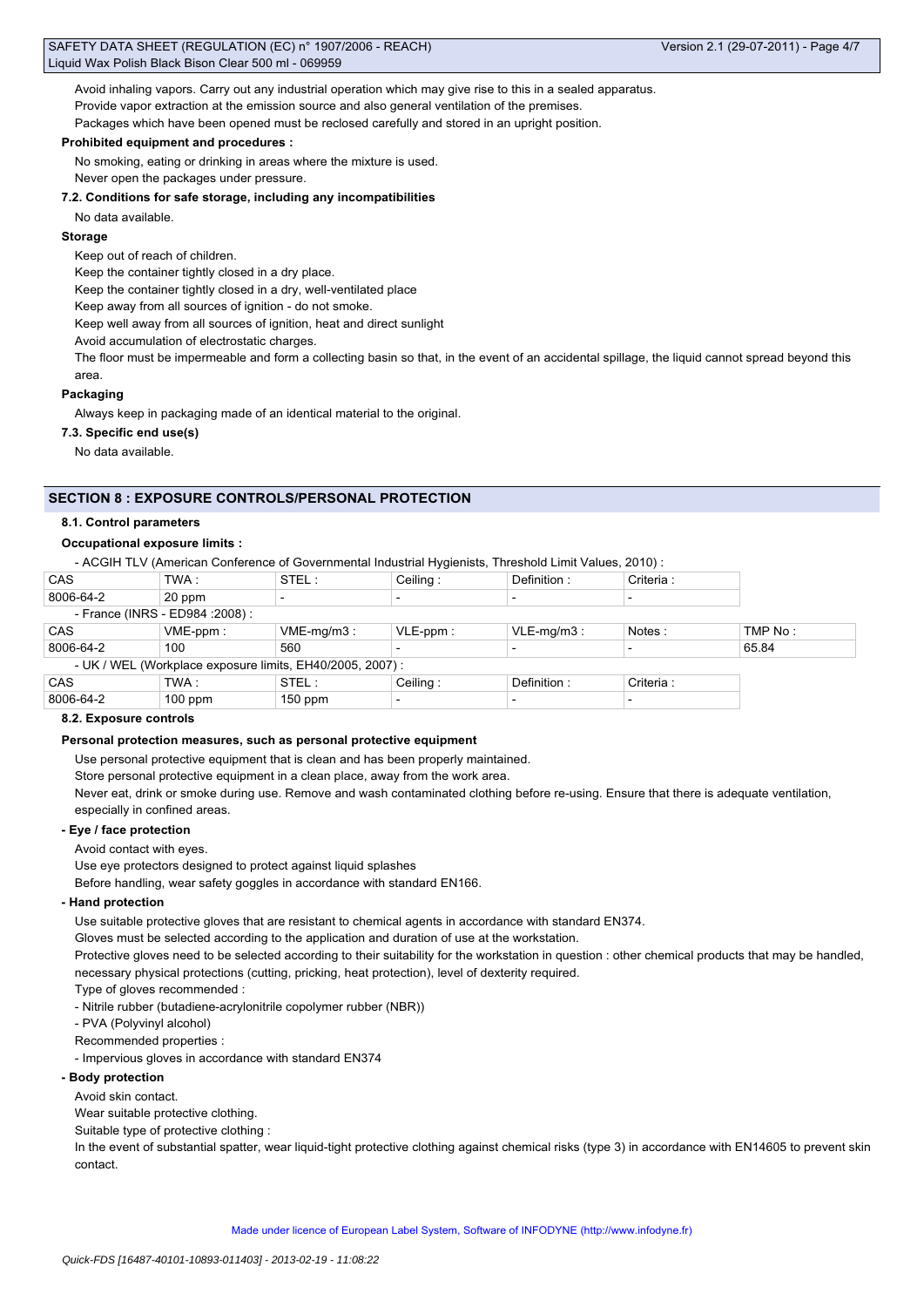Avoid inhaling vapors. Carry out any industrial operation which may give rise to this in a sealed apparatus.

Provide vapor extraction at the emission source and also general ventilation of the premises.

Packages which have been opened must be reclosed carefully and stored in an upright position.

**Prohibited equipment and procedures :**

No smoking, eating or drinking in areas where the mixture is used.

Never open the packages under pressure.

**7.2. Conditions for safe storage, including any incompatibilities**

No data available.

**Storage**

Keep out of reach of children.

Keep the container tightly closed in a dry place.

Keep the container tightly closed in a dry, well-ventilated place

Keep away from all sources of ignition - do not smoke.

Keep well away from all sources of ignition, heat and direct sunlight

Avoid accumulation of electrostatic charges.

The floor must be impermeable and form a collecting basin so that, in the event of an accidental spillage, the liquid cannot spread beyond this area.

**Packaging**

Always keep in packaging made of an identical material to the original.

**7.3. Specific end use(s)**

No data available.

## SECTION 8 : EXPOSURE CONTROLS/PERSONAL PROTECTION

**8.1. Control parameters**

**Occupational exposure limits :**

- ACGIH TLV (American Conference of Governmental Industrial Hygienists, Threshold Limit Values, 2010) :

| CAS | TWA : | STEL : | Ceiling : | Definition : | Criteria : |
|---|---|---|---|---|---|
| 8006-64-2 | 20 ppm | - | - | - | - |

- France (INRS - ED984 :2008) :

| CAS | VME-ppm : | VME-mg/m3 : | VLE-ppm : | VLE-mg/m3 : | Notes : | TMP No : |
|---|---|---|---|---|---|---|
| 8006-64-2 | 100 | 560 | - | - | - | 65.84 |

- UK / WEL (Workplace exposure limits, EH40/2005, 2007) :

| CAS | TWA : | STEL : | Ceiling : | Definition : | Criteria : |
|---|---|---|---|---|---|
| 8006-64-2 | 100 ppm | 150 ppm | - | - | - |

**8.2. Exposure controls**

**Personal protection measures, such as personal protective equipment**

Use personal protective equipment that is clean and has been properly maintained.

Store personal protective equipment in a clean place, away from the work area.

Never eat, drink or smoke during use. Remove and wash contaminated clothing before re-using. Ensure that there is adequate ventilation, especially in confined areas.

**- Eye / face protection**

Avoid contact with eyes.

Use eye protectors designed to protect against liquid splashes

Before handling, wear safety goggles in accordance with standard EN166.

**- Hand protection**

Use suitable protective gloves that are resistant to chemical agents in accordance with standard EN374.

Gloves must be selected according to the application and duration of use at the workstation.

Protective gloves need to be selected according to their suitability for the workstation in question : other chemical products that may be handled, necessary physical protections (cutting, pricking, heat protection), level of dexterity required.

Type of gloves recommended :

- Nitrile rubber (butadiene-acrylonitrile copolymer rubber (NBR))
- PVA (Polyvinyl alcohol)

Recommended properties :

- Impervious gloves in accordance with standard EN374

**- Body protection**

Avoid skin contact.

Wear suitable protective clothing.

Suitable type of protective clothing :

In the event of substantial spatter, wear liquid-tight protective clothing against chemical risks (type 3) in accordance with EN14605 to prevent skin contact.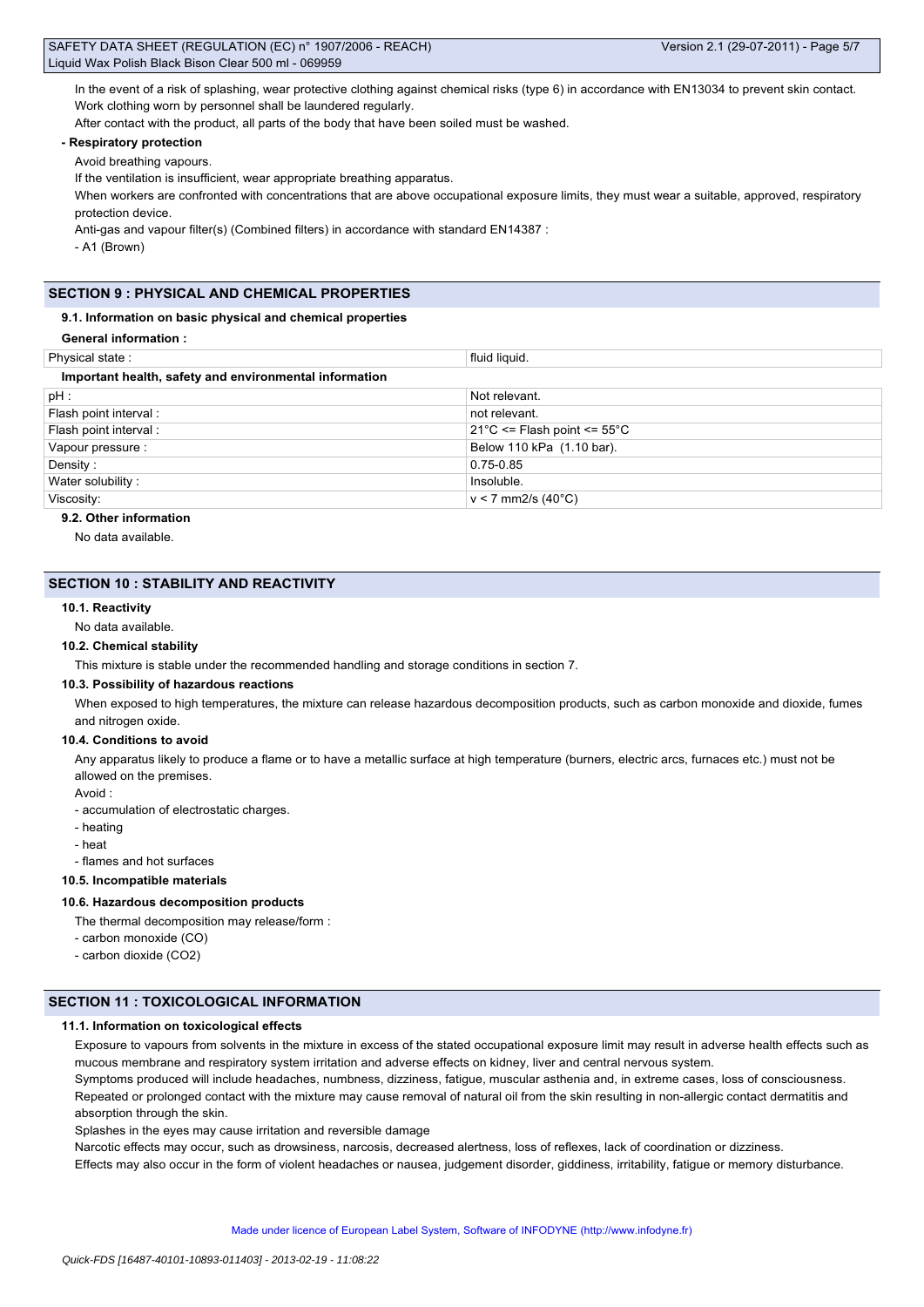In the event of a risk of splashing, wear protective clothing against chemical risks (type 6) in accordance with EN13034 to prevent skin contact.
Work clothing worn by personnel shall be laundered regularly.
After contact with the product, all parts of the body that have been soiled must be washed.

**- Respiratory protection**

Avoid breathing vapours.
If the ventilation is insufficient, wear appropriate breathing apparatus.
When workers are confronted with concentrations that are above occupational exposure limits, they must wear a suitable, approved, respiratory protection device.
Anti-gas and vapour filter(s) (Combined filters) in accordance with standard EN14387 :
- A1 (Brown)

## SECTION 9 : PHYSICAL AND CHEMICAL PROPERTIES

### 9.1. Information on basic physical and chemical properties

**General information :**

| Physical state : | fluid liquid. |
|---|---|

**Important health, safety and environmental information**

| pH : | Not relevant. |
|---|---|
| Flash point interval : | not relevant. |
| Flash point interval : | 21°C <= Flash point <= 55°C |
| Vapour pressure : | Below 110 kPa (1.10 bar). |
| Density : | 0.75-0.85 |
| Water solubility : | Insoluble. |
| Viscosity: | v < 7 mm2/s (40°C) |

### 9.2. Other information

No data available.

## SECTION 10 : STABILITY AND REACTIVITY

### 10.1. Reactivity

No data available.

### 10.2. Chemical stability

This mixture is stable under the recommended handling and storage conditions in section 7.

### 10.3. Possibility of hazardous reactions

When exposed to high temperatures, the mixture can release hazardous decomposition products, such as carbon monoxide and dioxide, fumes and nitrogen oxide.

### 10.4. Conditions to avoid

Any apparatus likely to produce a flame or to have a metallic surface at high temperature (burners, electric arcs, furnaces etc.) must not be allowed on the premises.
Avoid :
- accumulation of electrostatic charges.
- heating
- heat
- flames and hot surfaces

### 10.5. Incompatible materials

### 10.6. Hazardous decomposition products

The thermal decomposition may release/form :
- carbon monoxide (CO)
- carbon dioxide ($CO_2$)

## SECTION 11 : TOXICOLOGICAL INFORMATION

### 11.1. Information on toxicological effects

Exposure to vapours from solvents in the mixture in excess of the stated occupational exposure limit may result in adverse health effects such as mucous membrane and respiratory system irritation and adverse effects on kidney, liver and central nervous system.
Symptoms produced will include headaches, numbness, dizziness, fatigue, muscular asthenia and, in extreme cases, loss of consciousness.
Repeated or prolonged contact with the mixture may cause removal of natural oil from the skin resulting in non-allergic contact dermatitis and absorption through the skin.
Splashes in the eyes may cause irritation and reversible damage
Narcotic effects may occur, such as drowsiness, narcosis, decreased alertness, loss of reflexes, lack of coordination or dizziness.
Effects may also occur in the form of violent headaches or nausea, judgement disorder, giddiness, irritability, fatigue or memory disturbance.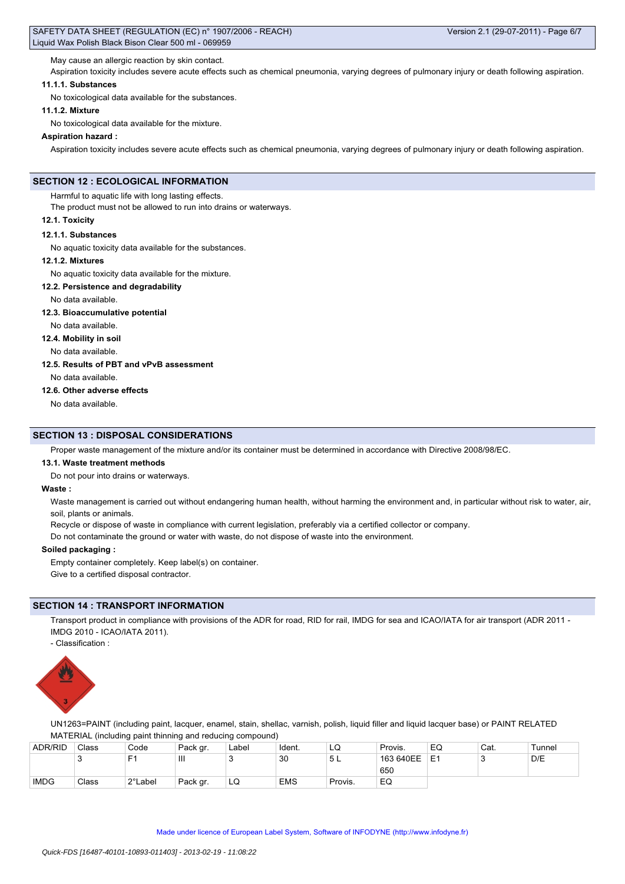May cause an allergic reaction by skin contact.

Aspiration toxicity includes severe acute effects such as chemical pneumonia, varying degrees of pulmonary injury or death following aspiration.

**11.1.1. Substances**

No toxicological data available for the substances.

**11.1.2. Mixture**

No toxicological data available for the mixture.

**Aspiration hazard :**

Aspiration toxicity includes severe acute effects such as chemical pneumonia, varying degrees of pulmonary injury or death following aspiration.

## SECTION 12 : ECOLOGICAL INFORMATION

Harmful to aquatic life with long lasting effects.

The product must not be allowed to run into drains or waterways.

**12.1. Toxicity**

**12.1.1. Substances**

No aquatic toxicity data available for the substances.

**12.1.2. Mixtures**

No aquatic toxicity data available for the mixture.

**12.2. Persistence and degradability**

No data available.

**12.3. Bioaccumulative potential**

No data available.

**12.4. Mobility in soil**

No data available.

**12.5. Results of PBT and vPvB assessment**

No data available.

**12.6. Other adverse effects**

No data available.

## SECTION 13 : DISPOSAL CONSIDERATIONS

Proper waste management of the mixture and/or its container must be determined in accordance with Directive 2008/98/EC.

**13.1. Waste treatment methods**

Do not pour into drains or waterways.

**Waste :**

Waste management is carried out without endangering human health, without harming the environment and, in particular without risk to water, air, soil, plants or animals.

Recycle or dispose of waste in compliance with current legislation, preferably via a certified collector or company.

Do not contaminate the ground or water with waste, do not dispose of waste into the environment.

**Soiled packaging :**

Empty container completely. Keep label(s) on container.

Give to a certified disposal contractor.

## SECTION 14 : TRANSPORT INFORMATION

Transport product in compliance with provisions of the ADR for road, RID for rail, IMDG for sea and ICAO/IATA for air transport (ADR 2011 - IMDG 2010 - ICAO/IATA 2011).

- Classification :

UN1263=PAINT (including paint, lacquer, enamel, stain, shellac, varnish, polish, liquid filler and liquid lacquer base) or PAINT RELATED MATERIAL (including paint thinning and reducing compound)

| ADR/RID | Class | Code | Pack gr. | Label | Ident. | LQ | Provis. | EQ | Cat. | Tunnel |
|---|---|---|---|---|---|---|---|---|---|---|
| | 3 | F1 | III | 3 | 30 | 5 L | 163 640EE 650 | E1 | 3 | D/E |

| IMDG | Class | 2°Label | Pack gr. | LQ | EMS | Provis. | EQ |
|---|---|---|---|---|---|---|---|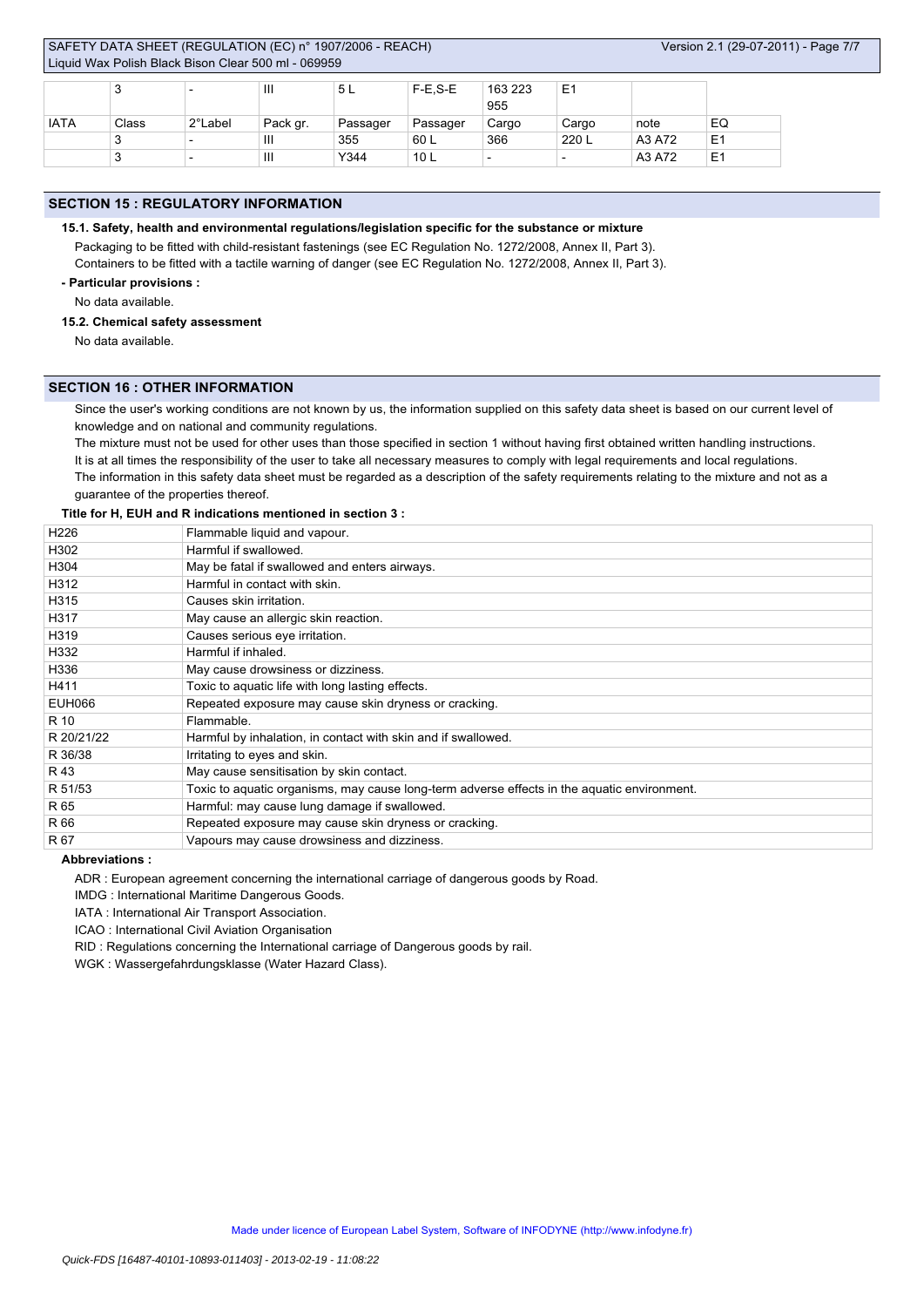| | | | | | | | | | |
|---|---|---|---|---|---|---|---|---|---|
| | 3 | - | III | 5 L | F-E,S-E | 163 223 955 | E1 | | |
| IATA | Class | 2°Label | Pack gr. | Passager | Passager | Cargo | Cargo | note | EQ |
| | 3 | - | III | 355 | 60 L | 366 | 220 L | A3 A72 | E1 |
| | 3 | - | III | Y344 | 10 L | - | - | A3 A72 | E1 |

## SECTION 15 : REGULATORY INFORMATION

**15.1. Safety, health and environmental regulations/legislation specific for the substance or mixture**

Packaging to be fitted with child-resistant fastenings (see EC Regulation No. 1272/2008, Annex II, Part 3).
Containers to be fitted with a tactile warning of danger (see EC Regulation No. 1272/2008, Annex II, Part 3).

**- Particular provisions :**

No data available.

**15.2. Chemical safety assessment**

No data available.

## SECTION 16 : OTHER INFORMATION

Since the user's working conditions are not known by us, the information supplied on this safety data sheet is based on our current level of knowledge and on national and community regulations.
The mixture must not be used for other uses than those specified in section 1 without having first obtained written handling instructions.
It is at all times the responsibility of the user to take all necessary measures to comply with legal requirements and local regulations.
The information in this safety data sheet must be regarded as a description of the safety requirements relating to the mixture and not as a guarantee of the properties thereof.

**Title for H, EUH and R indications mentioned in section 3 :**

| | |
|---|---|
| H226 | Flammable liquid and vapour. |
| H302 | Harmful if swallowed. |
| H304 | May be fatal if swallowed and enters airways. |
| H312 | Harmful in contact with skin. |
| H315 | Causes skin irritation. |
| H317 | May cause an allergic skin reaction. |
| H319 | Causes serious eye irritation. |
| H332 | Harmful if inhaled. |
| H336 | May cause drowsiness or dizziness. |
| H411 | Toxic to aquatic life with long lasting effects. |
| EUH066 | Repeated exposure may cause skin dryness or cracking. |
| R 10 | Flammable. |
| R 20/21/22 | Harmful by inhalation, in contact with skin and if swallowed. |
| R 36/38 | Irritating to eyes and skin. |
| R 43 | May cause sensitisation by skin contact. |
| R 51/53 | Toxic to aquatic organisms, may cause long-term adverse effects in the aquatic environment. |
| R 65 | Harmful: may cause lung damage if swallowed. |
| R 66 | Repeated exposure may cause skin dryness or cracking. |
| R 67 | Vapours may cause drowsiness and dizziness. |

**Abbreviations :**

ADR : European agreement concerning the international carriage of dangerous goods by Road.
IMDG : International Maritime Dangerous Goods.
IATA : International Air Transport Association.
ICAO : International Civil Aviation Organisation
RID : Regulations concerning the International carriage of Dangerous goods by rail.
WGK : Wassergefahrdungsklasse (Water Hazard Class).